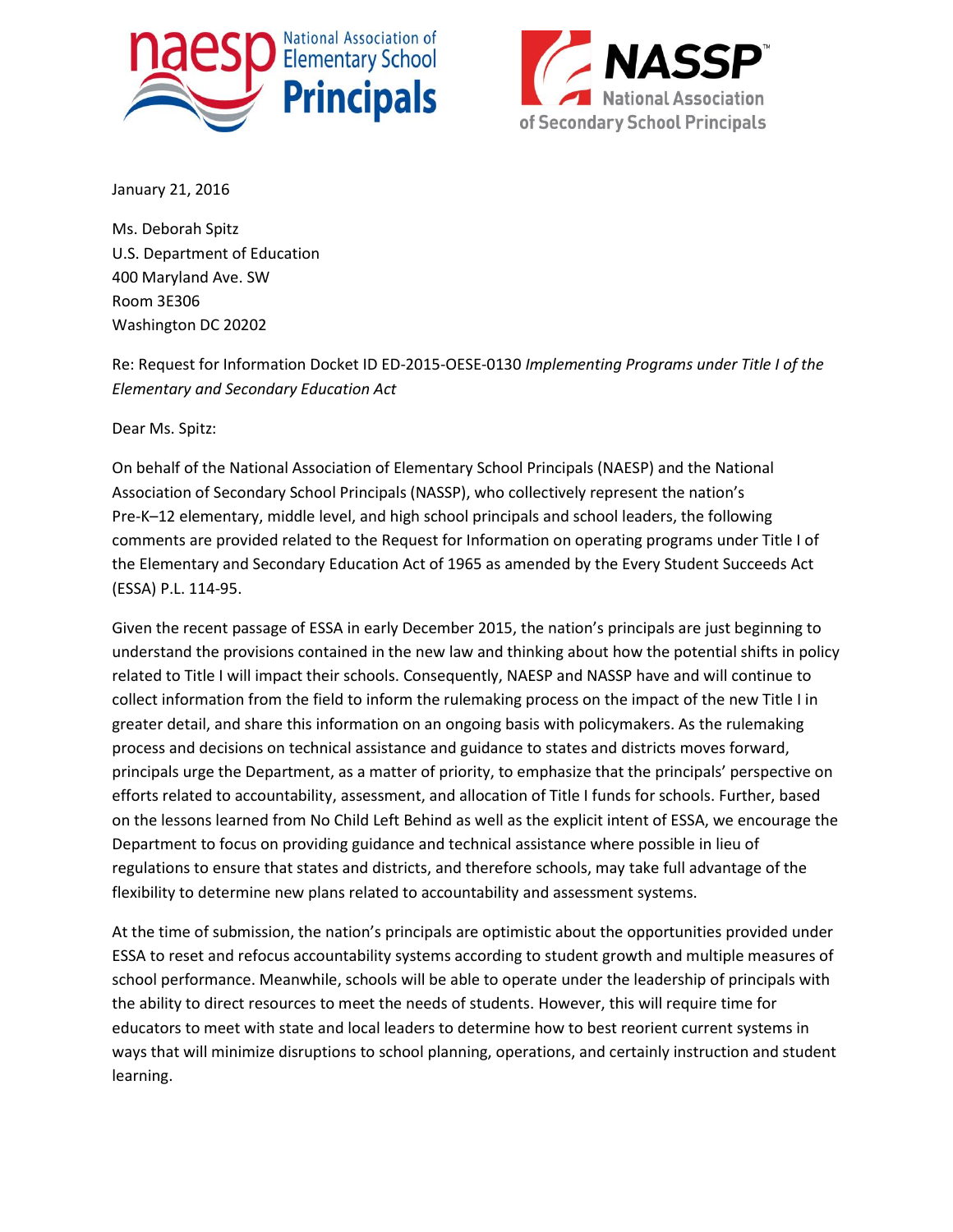naesp National Association of Elementary School Principals

NASSP National Association of Secondary School Principals

January 21, 2016

Ms. Deborah Spitz
U.S. Department of Education
400 Maryland Ave. SW
Room 3E306
Washington DC 20202

Re: Request for Information Docket ID ED-2015-OESE-0130 *Implementing Programs under Title I of the Elementary and Secondary Education Act*

Dear Ms. Spitz:

On behalf of the National Association of Elementary School Principals (NAESP) and the National Association of Secondary School Principals (NASSP), who collectively represent the nation's Pre-K–12 elementary, middle level, and high school principals and school leaders, the following comments are provided related to the Request for Information on operating programs under Title I of the Elementary and Secondary Education Act of 1965 as amended by the Every Student Succeeds Act (ESSA) P.L. 114-95.

Given the recent passage of ESSA in early December 2015, the nation's principals are just beginning to understand the provisions contained in the new law and thinking about how the potential shifts in policy related to Title I will impact their schools. Consequently, NAESP and NASSP have and will continue to collect information from the field to inform the rulemaking process on the impact of the new Title I in greater detail, and share this information on an ongoing basis with policymakers. As the rulemaking process and decisions on technical assistance and guidance to states and districts moves forward, principals urge the Department, as a matter of priority, to emphasize that the principals' perspective on efforts related to accountability, assessment, and allocation of Title I funds for schools. Further, based on the lessons learned from No Child Left Behind as well as the explicit intent of ESSA, we encourage the Department to focus on providing guidance and technical assistance where possible in lieu of regulations to ensure that states and districts, and therefore schools, may take full advantage of the flexibility to determine new plans related to accountability and assessment systems.

At the time of submission, the nation's principals are optimistic about the opportunities provided under ESSA to reset and refocus accountability systems according to student growth and multiple measures of school performance. Meanwhile, schools will be able to operate under the leadership of principals with the ability to direct resources to meet the needs of students. However, this will require time for educators to meet with state and local leaders to determine how to best reorient current systems in ways that will minimize disruptions to school planning, operations, and certainly instruction and student learning.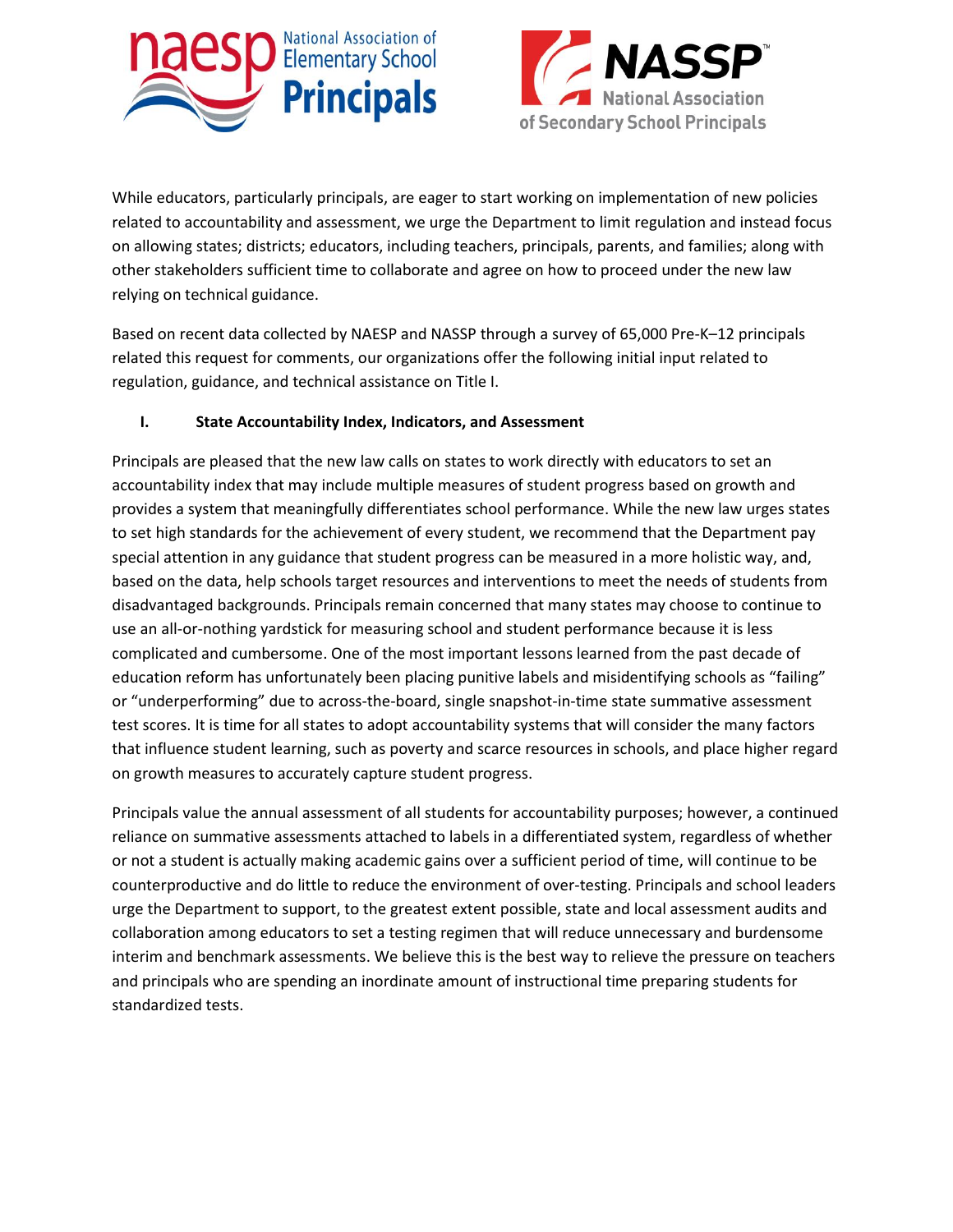While educators, particularly principals, are eager to start working on implementation of new policies related to accountability and assessment, we urge the Department to limit regulation and instead focus on allowing states; districts; educators, including teachers, principals, parents, and families; along with other stakeholders sufficient time to collaborate and agree on how to proceed under the new law relying on technical guidance.

Based on recent data collected by NAESP and NASSP through a survey of 65,000 Pre-K–12 principals related this request for comments, our organizations offer the following initial input related to regulation, guidance, and technical assistance on Title I.

## I. State Accountability Index, Indicators, and Assessment

Principals are pleased that the new law calls on states to work directly with educators to set an accountability index that may include multiple measures of student progress based on growth and provides a system that meaningfully differentiates school performance. While the new law urges states to set high standards for the achievement of every student, we recommend that the Department pay special attention in any guidance that student progress can be measured in a more holistic way, and, based on the data, help schools target resources and interventions to meet the needs of students from disadvantaged backgrounds. Principals remain concerned that many states may choose to continue to use an all-or-nothing yardstick for measuring school and student performance because it is less complicated and cumbersome. One of the most important lessons learned from the past decade of education reform has unfortunately been placing punitive labels and misidentifying schools as "failing" or "underperforming" due to across-the-board, single snapshot-in-time state summative assessment test scores. It is time for all states to adopt accountability systems that will consider the many factors that influence student learning, such as poverty and scarce resources in schools, and place higher regard on growth measures to accurately capture student progress.

Principals value the annual assessment of all students for accountability purposes; however, a continued reliance on summative assessments attached to labels in a differentiated system, regardless of whether or not a student is actually making academic gains over a sufficient period of time, will continue to be counterproductive and do little to reduce the environment of over-testing. Principals and school leaders urge the Department to support, to the greatest extent possible, state and local assessment audits and collaboration among educators to set a testing regimen that will reduce unnecessary and burdensome interim and benchmark assessments. We believe this is the best way to relieve the pressure on teachers and principals who are spending an inordinate amount of instructional time preparing students for standardized tests.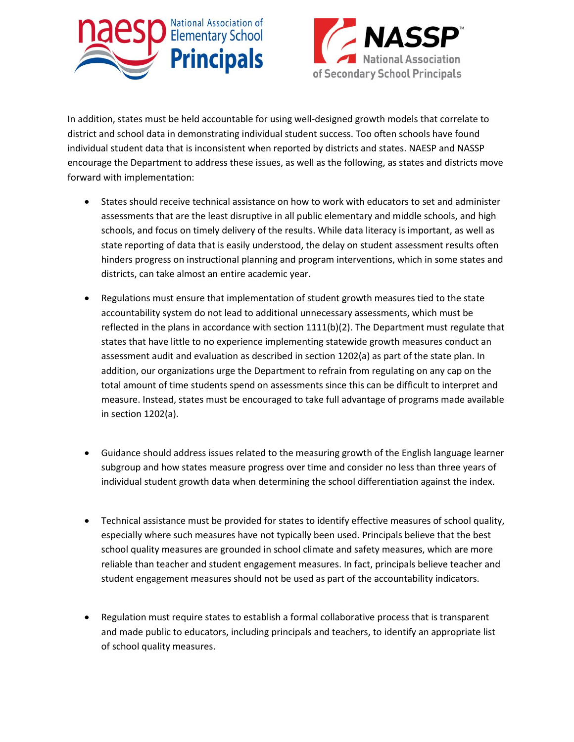In addition, states must be held accountable for using well-designed growth models that correlate to district and school data in demonstrating individual student success. Too often schools have found individual student data that is inconsistent when reported by districts and states. NAESP and NASSP encourage the Department to address these issues, as well as the following, as states and districts move forward with implementation:

- States should receive technical assistance on how to work with educators to set and administer assessments that are the least disruptive in all public elementary and middle schools, and high schools, and focus on timely delivery of the results. While data literacy is important, as well as state reporting of data that is easily understood, the delay on student assessment results often hinders progress on instructional planning and program interventions, which in some states and districts, can take almost an entire academic year.

- Regulations must ensure that implementation of student growth measures tied to the state accountability system do not lead to additional unnecessary assessments, which must be reflected in the plans in accordance with section 1111(b)(2). The Department must regulate that states that have little to no experience implementing statewide growth measures conduct an assessment audit and evaluation as described in section 1202(a) as part of the state plan. In addition, our organizations urge the Department to refrain from regulating on any cap on the total amount of time students spend on assessments since this can be difficult to interpret and measure. Instead, states must be encouraged to take full advantage of programs made available in section 1202(a).

- Guidance should address issues related to the measuring growth of the English language learner subgroup and how states measure progress over time and consider no less than three years of individual student growth data when determining the school differentiation against the index.

- Technical assistance must be provided for states to identify effective measures of school quality, especially where such measures have not typically been used. Principals believe that the best school quality measures are grounded in school climate and safety measures, which are more reliable than teacher and student engagement measures. In fact, principals believe teacher and student engagement measures should not be used as part of the accountability indicators.

- Regulation must require states to establish a formal collaborative process that is transparent and made public to educators, including principals and teachers, to identify an appropriate list of school quality measures.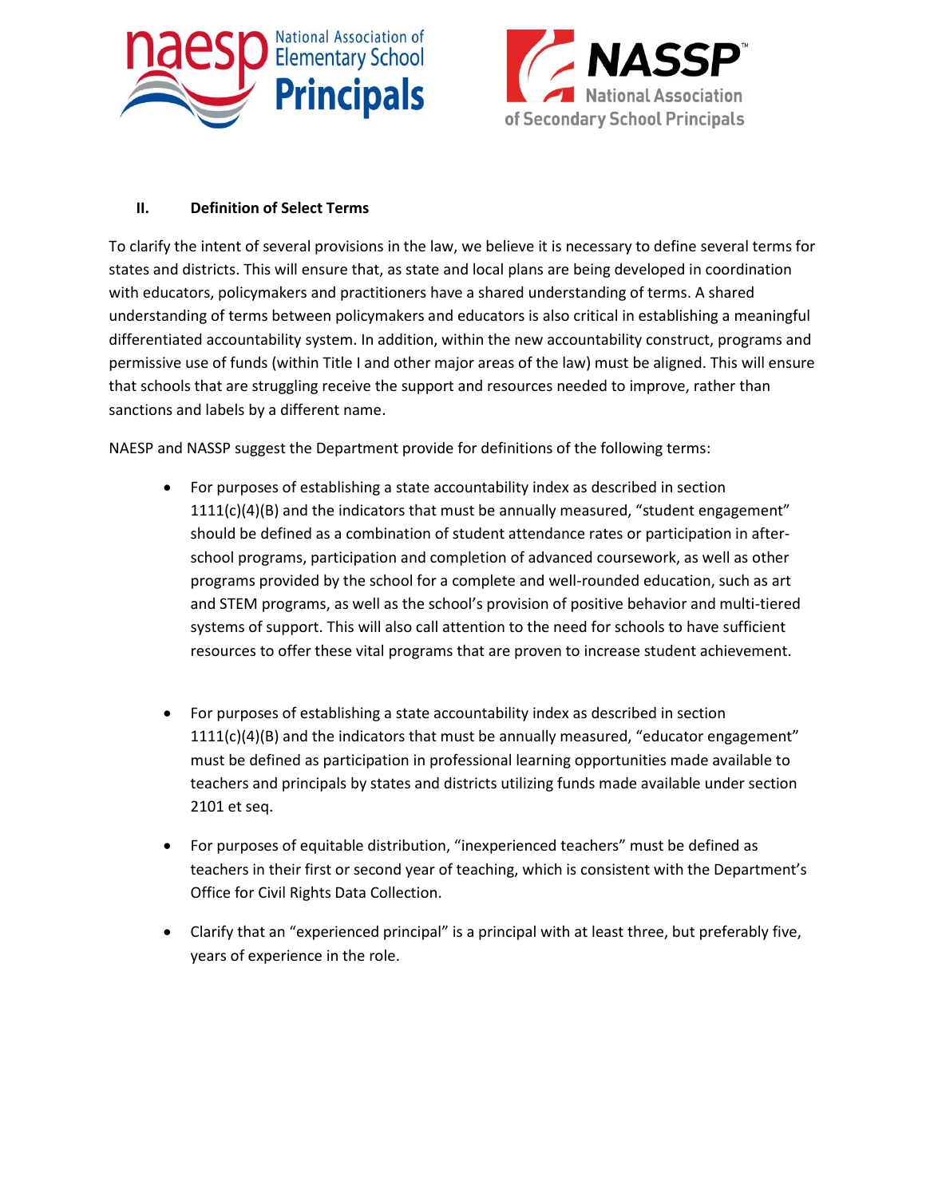## II. Definition of Select Terms

To clarify the intent of several provisions in the law, we believe it is necessary to define several terms for states and districts. This will ensure that, as state and local plans are being developed in coordination with educators, policymakers and practitioners have a shared understanding of terms. A shared understanding of terms between policymakers and educators is also critical in establishing a meaningful differentiated accountability system. In addition, within the new accountability construct, programs and permissive use of funds (within Title I and other major areas of the law) must be aligned. This will ensure that schools that are struggling receive the support and resources needed to improve, rather than sanctions and labels by a different name.

NAESP and NASSP suggest the Department provide for definitions of the following terms:

- For purposes of establishing a state accountability index as described in section 1111(c)(4)(B) and the indicators that must be annually measured, "student engagement" should be defined as a combination of student attendance rates or participation in after-school programs, participation and completion of advanced coursework, as well as other programs provided by the school for a complete and well-rounded education, such as art and STEM programs, as well as the school's provision of positive behavior and multi-tiered systems of support. This will also call attention to the need for schools to have sufficient resources to offer these vital programs that are proven to increase student achievement.

- For purposes of establishing a state accountability index as described in section 1111(c)(4)(B) and the indicators that must be annually measured, "educator engagement" must be defined as participation in professional learning opportunities made available to teachers and principals by states and districts utilizing funds made available under section 2101 et seq.

- For purposes of equitable distribution, "inexperienced teachers" must be defined as teachers in their first or second year of teaching, which is consistent with the Department's Office for Civil Rights Data Collection.

- Clarify that an "experienced principal" is a principal with at least three, but preferably five, years of experience in the role.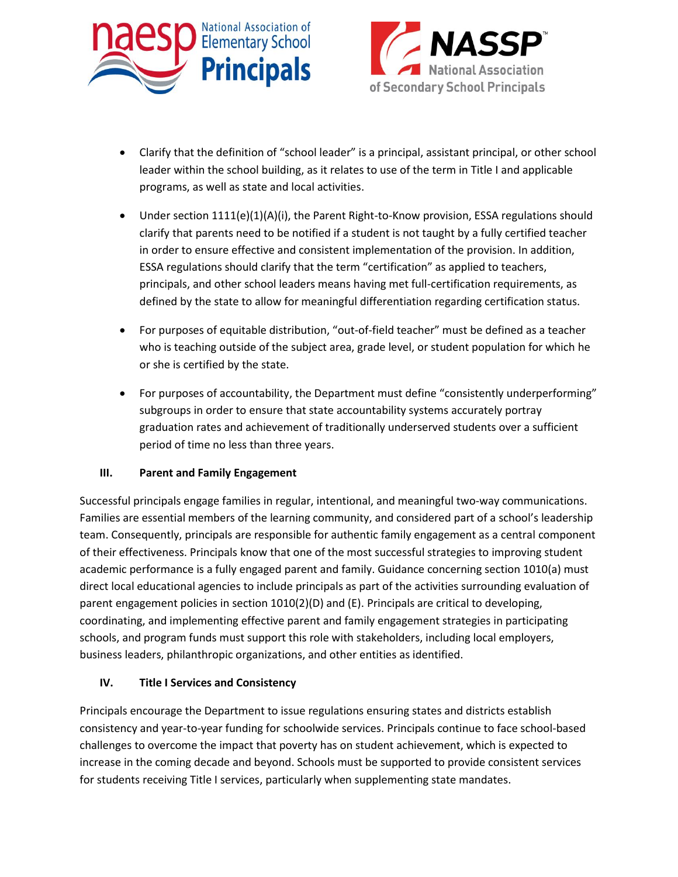- Clarify that the definition of “school leader” is a principal, assistant principal, or other school leader within the school building, as it relates to use of the term in Title I and applicable programs, as well as state and local activities.
- Under section 1111(e)(1)(A)(i), the Parent Right-to-Know provision, ESSA regulations should clarify that parents need to be notified if a student is not taught by a fully certified teacher in order to ensure effective and consistent implementation of the provision. In addition, ESSA regulations should clarify that the term “certification” as applied to teachers, principals, and other school leaders means having met full-certification requirements, as defined by the state to allow for meaningful differentiation regarding certification status.
- For purposes of equitable distribution, “out-of-field teacher” must be defined as a teacher who is teaching outside of the subject area, grade level, or student population for which he or she is certified by the state.
- For purposes of accountability, the Department must define “consistently underperforming” subgroups in order to ensure that state accountability systems accurately portray graduation rates and achievement of traditionally underserved students over a sufficient period of time no less than three years.

## III. Parent and Family Engagement

Successful principals engage families in regular, intentional, and meaningful two-way communications. Families are essential members of the learning community, and considered part of a school’s leadership team. Consequently, principals are responsible for authentic family engagement as a central component of their effectiveness. Principals know that one of the most successful strategies to improving student academic performance is a fully engaged parent and family. Guidance concerning section 1010(a) must direct local educational agencies to include principals as part of the activities surrounding evaluation of parent engagement policies in section 1010(2)(D) and (E). Principals are critical to developing, coordinating, and implementing effective parent and family engagement strategies in participating schools, and program funds must support this role with stakeholders, including local employers, business leaders, philanthropic organizations, and other entities as identified.

## IV. Title I Services and Consistency

Principals encourage the Department to issue regulations ensuring states and districts establish consistency and year-to-year funding for schoolwide services. Principals continue to face school-based challenges to overcome the impact that poverty has on student achievement, which is expected to increase in the coming decade and beyond. Schools must be supported to provide consistent services for students receiving Title I services, particularly when supplementing state mandates.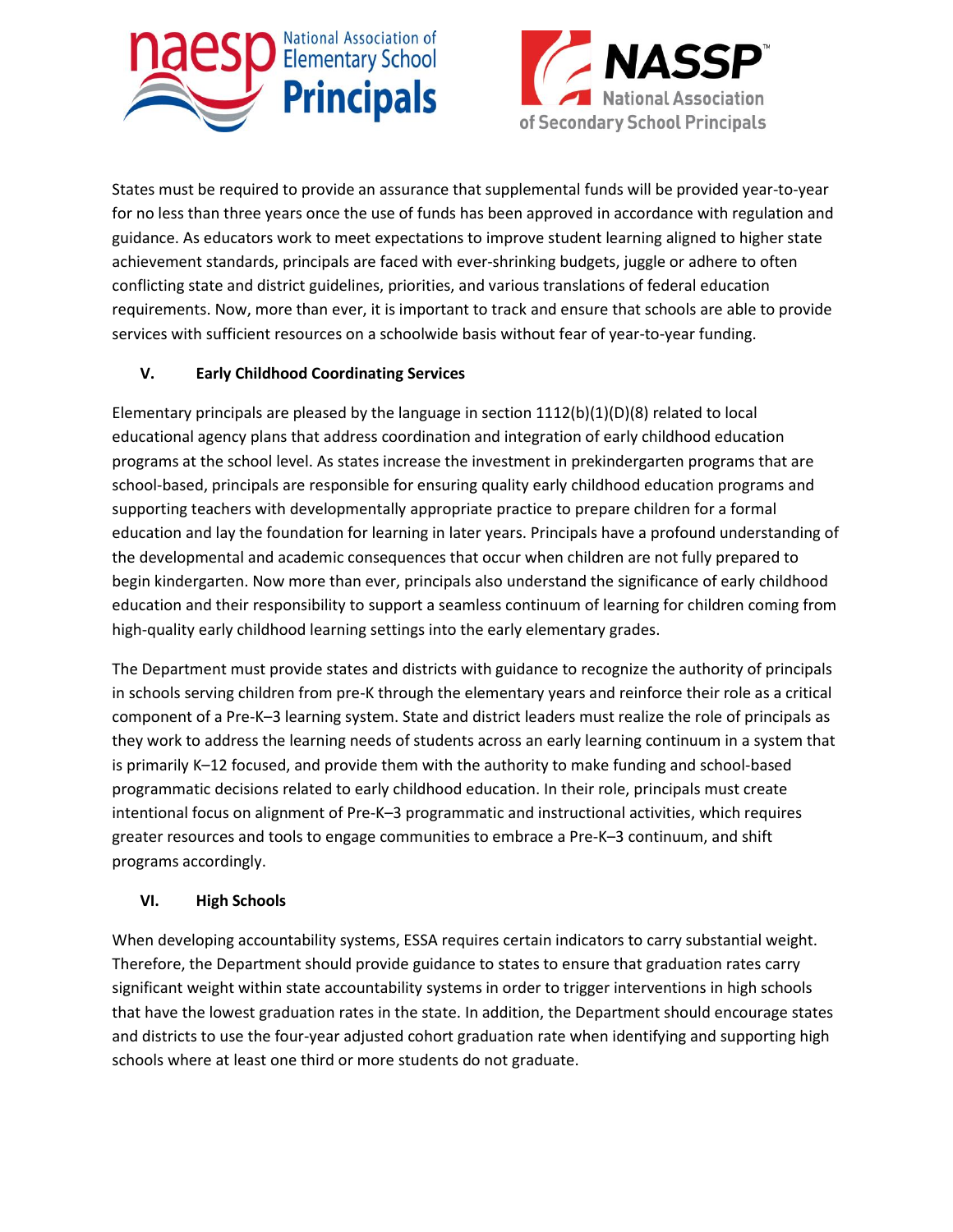States must be required to provide an assurance that supplemental funds will be provided year-to-year for no less than three years once the use of funds has been approved in accordance with regulation and guidance. As educators work to meet expectations to improve student learning aligned to higher state achievement standards, principals are faced with ever-shrinking budgets, juggle or adhere to often conflicting state and district guidelines, priorities, and various translations of federal education requirements. Now, more than ever, it is important to track and ensure that schools are able to provide services with sufficient resources on a schoolwide basis without fear of year-to-year funding.

## V. Early Childhood Coordinating Services

Elementary principals are pleased by the language in section 1112(b)(1)(D)(8) related to local educational agency plans that address coordination and integration of early childhood education programs at the school level. As states increase the investment in prekindergarten programs that are school-based, principals are responsible for ensuring quality early childhood education programs and supporting teachers with developmentally appropriate practice to prepare children for a formal education and lay the foundation for learning in later years. Principals have a profound understanding of the developmental and academic consequences that occur when children are not fully prepared to begin kindergarten. Now more than ever, principals also understand the significance of early childhood education and their responsibility to support a seamless continuum of learning for children coming from high-quality early childhood learning settings into the early elementary grades.

The Department must provide states and districts with guidance to recognize the authority of principals in schools serving children from pre-K through the elementary years and reinforce their role as a critical component of a Pre-K–3 learning system. State and district leaders must realize the role of principals as they work to address the learning needs of students across an early learning continuum in a system that is primarily K–12 focused, and provide them with the authority to make funding and school-based programmatic decisions related to early childhood education. In their role, principals must create intentional focus on alignment of Pre-K–3 programmatic and instructional activities, which requires greater resources and tools to engage communities to embrace a Pre-K–3 continuum, and shift programs accordingly.

## VI. High Schools

When developing accountability systems, ESSA requires certain indicators to carry substantial weight. Therefore, the Department should provide guidance to states to ensure that graduation rates carry significant weight within state accountability systems in order to trigger interventions in high schools that have the lowest graduation rates in the state. In addition, the Department should encourage states and districts to use the four-year adjusted cohort graduation rate when identifying and supporting high schools where at least one third or more students do not graduate.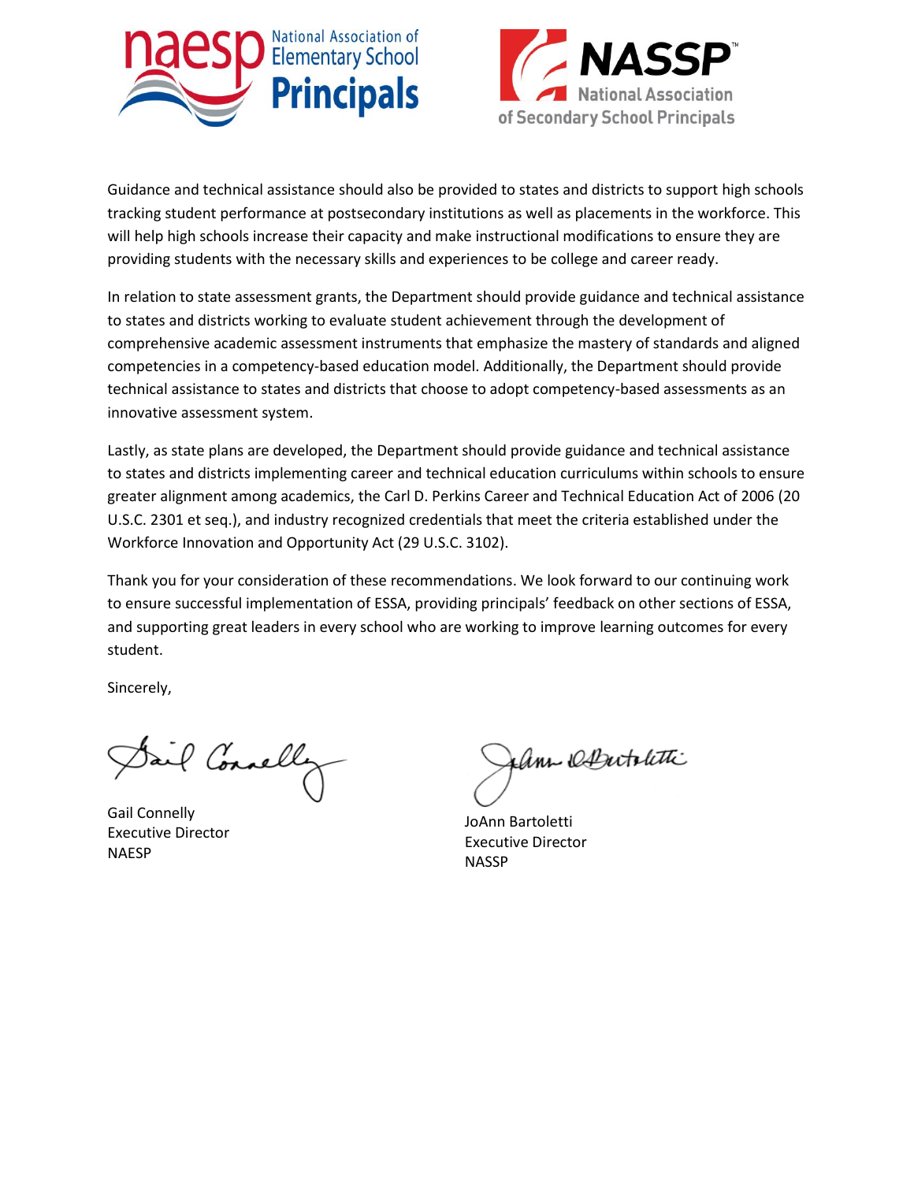Guidance and technical assistance should also be provided to states and districts to support high schools tracking student performance at postsecondary institutions as well as placements in the workforce. This will help high schools increase their capacity and make instructional modifications to ensure they are providing students with the necessary skills and experiences to be college and career ready.

In relation to state assessment grants, the Department should provide guidance and technical assistance to states and districts working to evaluate student achievement through the development of comprehensive academic assessment instruments that emphasize the mastery of standards and aligned competencies in a competency-based education model. Additionally, the Department should provide technical assistance to states and districts that choose to adopt competency-based assessments as an innovative assessment system.

Lastly, as state plans are developed, the Department should provide guidance and technical assistance to states and districts implementing career and technical education curriculums within schools to ensure greater alignment among academics, the Carl D. Perkins Career and Technical Education Act of 2006 (20 U.S.C. 2301 et seq.), and industry recognized credentials that meet the criteria established under the Workforce Innovation and Opportunity Act (29 U.S.C. 3102).

Thank you for your consideration of these recommendations. We look forward to our continuing work to ensure successful implementation of ESSA, providing principals' feedback on other sections of ESSA, and supporting great leaders in every school who are working to improve learning outcomes for every student.

Sincerely,

Gail Connelly
Executive Director
NAESP

JoAnn Bartoletti
Executive Director
NASSP